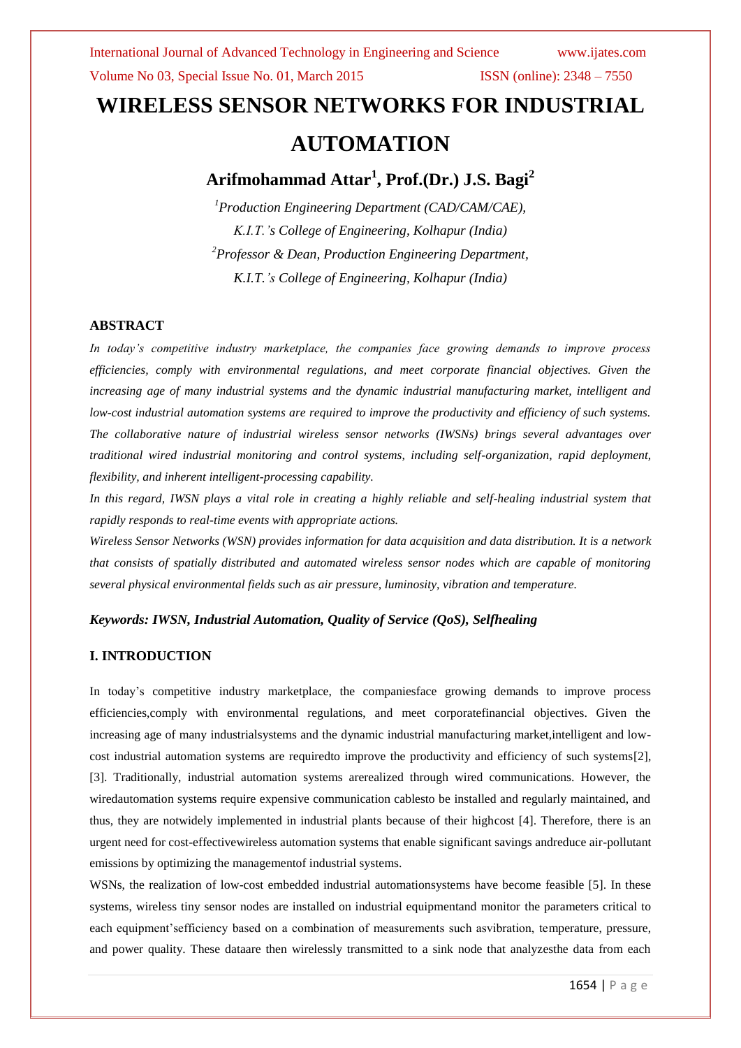# WIRELESS SENSOR NETWORKS FOR INDUSTRIAL AUTOMATION

**Arifmohammad Attar[1], Prof.(Dr.) J.S. Bagi[2]**

*[1]Production Engineering Department (CAD/CAM/CAE), K.I.T.'s College of Engineering, Kolhapur (India)*

*[2]Professor & Dean, Production Engineering Department, K.I.T.'s College of Engineering, Kolhapur (India)*

## ABSTRACT

*In today's competitive industry marketplace, the companies face growing demands to improve process efficiencies, comply with environmental regulations, and meet corporate financial objectives. Given the increasing age of many industrial systems and the dynamic industrial manufacturing market, intelligent and low-cost industrial automation systems are required to improve the productivity and efficiency of such systems. The collaborative nature of industrial wireless sensor networks (IWSNs) brings several advantages over traditional wired industrial monitoring and control systems, including self-organization, rapid deployment, flexibility, and inherent intelligent-processing capability.*

*In this regard, IWSN plays a vital role in creating a highly reliable and self-healing industrial system that rapidly responds to real-time events with appropriate actions.*

*Wireless Sensor Networks (WSN) provides information for data acquisition and data distribution. It is a network that consists of spatially distributed and automated wireless sensor nodes which are capable of monitoring several physical environmental fields such as air pressure, luminosity, vibration and temperature.*

***Keywords: IWSN, Industrial Automation, Quality of Service (QoS), Selfhealing***

## I. INTRODUCTION

In today's competitive industry marketplace, the companiesface growing demands to improve process efficiencies,comply with environmental regulations, and meet corporatefinancial objectives. Given the increasing age of many industrialsystems and the dynamic industrial manufacturing market,intelligent and low-cost industrial automation systems are requiredto improve the productivity and efficiency of such systems[2], [3]. Traditionally, industrial automation systems arerealized through wired communications. However, the wiredautomation systems require expensive communication cablesto be installed and regularly maintained, and thus, they are notwidely implemented in industrial plants because of their highcost [4]. Therefore, there is an urgent need for cost-effectivewireless automation systems that enable significant savings andreduce air-pollutant emissions by optimizing the managementof industrial systems.

WSNs, the realization of low-cost embedded industrial automationsystems have become feasible [5]. In these systems, wireless tiny sensor nodes are installed on industrial equipmentand monitor the parameters critical to each equipment'sefficiency based on a combination of measurements such asvibration, temperature, pressure, and power quality. These dataare then wirelessly transmitted to a sink node that analyzesthe data from each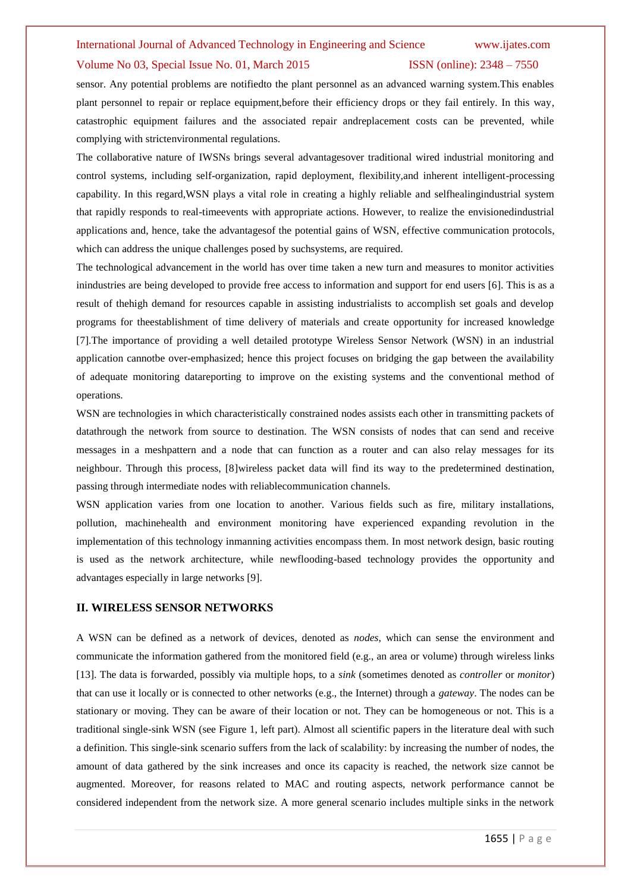sensor. Any potential problems are notifiedto the plant personnel as an advanced warning system.This enables plant personnel to repair or replace equipment,before their efficiency drops or they fail entirely. In this way, catastrophic equipment failures and the associated repair andreplacement costs can be prevented, while complying with strictenvironmental regulations.

The collaborative nature of IWSNs brings several advantagesover traditional wired industrial monitoring and control systems, including self-organization, rapid deployment, flexibility,and inherent intelligent-processing capability. In this regard,WSN plays a vital role in creating a highly reliable and selfhealingindustrial system that rapidly responds to real-timeevents with appropriate actions. However, to realize the envisionedindustrial applications and, hence, take the advantagesof the potential gains of WSN, effective communication protocols, which can address the unique challenges posed by suchsystems, are required.

The technological advancement in the world has over time taken a new turn and measures to monitor activities inindustries are being developed to provide free access to information and support for end users [6]. This is as a result of thehigh demand for resources capable in assisting industrialists to accomplish set goals and develop programs for theestablishment of time delivery of materials and create opportunity for increased knowledge [7].The importance of providing a well detailed prototype Wireless Sensor Network (WSN) in an industrial application cannotbe over-emphasized; hence this project focuses on bridging the gap between the availability of adequate monitoring datareporting to improve on the existing systems and the conventional method of operations.

WSN are technologies in which characteristically constrained nodes assists each other in transmitting packets of datathrough the network from source to destination. The WSN consists of nodes that can send and receive messages in a meshpattern and a node that can function as a router and can also relay messages for its neighbour. Through this process, [8]wireless packet data will find its way to the predetermined destination, passing through intermediate nodes with reliablecommunication channels.

WSN application varies from one location to another. Various fields such as fire, military installations, pollution, machinehealth and environment monitoring have experienced expanding revolution in the implementation of this technology inmanning activities encompass them. In most network design, basic routing is used as the network architecture, while newflooding-based technology provides the opportunity and advantages especially in large networks [9].

## II. WIRELESS SENSOR NETWORKS

A WSN can be defined as a network of devices, denoted as *nodes*, which can sense the environment and communicate the information gathered from the monitored field (e.g., an area or volume) through wireless links [13]. The data is forwarded, possibly via multiple hops, to a *sink* (sometimes denoted as *controller* or *monitor*) that can use it locally or is connected to other networks (e.g., the Internet) through a *gateway*. The nodes can be stationary or moving. They can be aware of their location or not. They can be homogeneous or not. This is a traditional single-sink WSN (see Figure 1, left part). Almost all scientific papers in the literature deal with such a definition. This single-sink scenario suffers from the lack of scalability: by increasing the number of nodes, the amount of data gathered by the sink increases and once its capacity is reached, the network size cannot be augmented. Moreover, for reasons related to MAC and routing aspects, network performance cannot be considered independent from the network size. A more general scenario includes multiple sinks in the network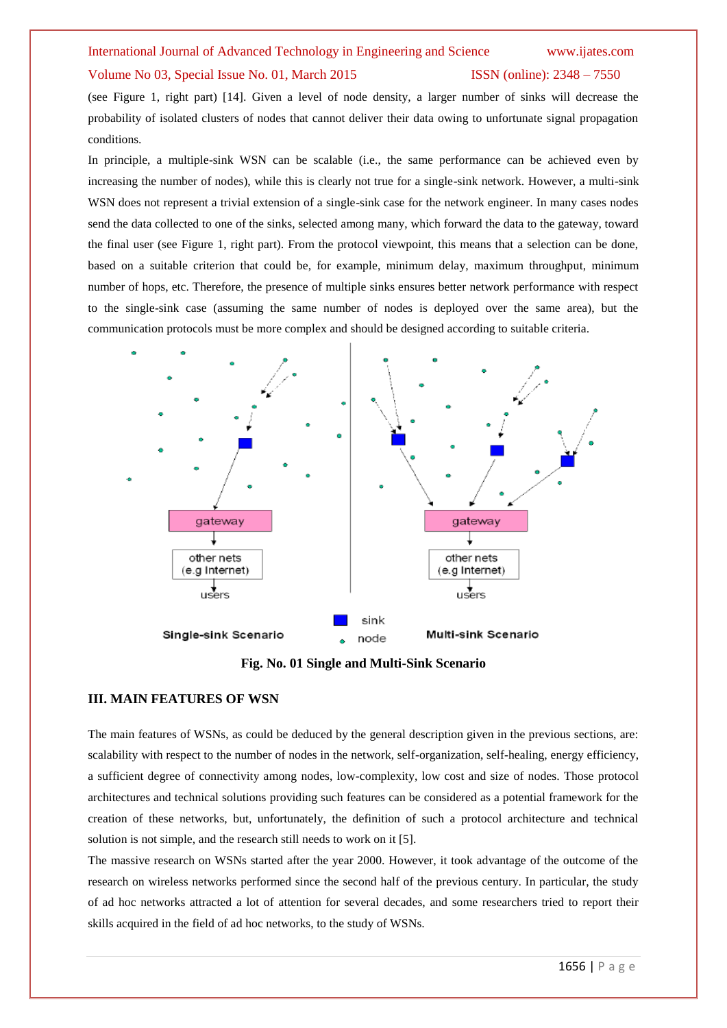(see Figure 1, right part) [14]. Given a level of node density, a larger number of sinks will decrease the probability of isolated clusters of nodes that cannot deliver their data owing to unfortunate signal propagation conditions.

In principle, a multiple-sink WSN can be scalable (i.e., the same performance can be achieved even by increasing the number of nodes), while this is clearly not true for a single-sink network. However, a multi-sink WSN does not represent a trivial extension of a single-sink case for the network engineer. In many cases nodes send the data collected to one of the sinks, selected among many, which forward the data to the gateway, toward the final user (see Figure 1, right part). From the protocol viewpoint, this means that a selection can be done, based on a suitable criterion that could be, for example, minimum delay, maximum throughput, minimum number of hops, etc. Therefore, the presence of multiple sinks ensures better network performance with respect to the single-sink case (assuming the same number of nodes is deployed over the same area), but the communication protocols must be more complex and should be designed according to suitable criteria.

gateway

other nets
(e.g Internet)

users

gateway

other nets
(e.g Internet)

users

sink

node

Single-sink Scenario

Multi-sink Scenario

**Fig. No. 01 Single and Multi-Sink Scenario**

## III. MAIN FEATURES OF WSN

The main features of WSNs, as could be deduced by the general description given in the previous sections, are: scalability with respect to the number of nodes in the network, self-organization, self-healing, energy efficiency, a sufficient degree of connectivity among nodes, low-complexity, low cost and size of nodes. Those protocol architectures and technical solutions providing such features can be considered as a potential framework for the creation of these networks, but, unfortunately, the definition of such a protocol architecture and technical solution is not simple, and the research still needs to work on it [5].

The massive research on WSNs started after the year 2000. However, it took advantage of the outcome of the research on wireless networks performed since the second half of the previous century. In particular, the study of ad hoc networks attracted a lot of attention for several decades, and some researchers tried to report their skills acquired in the field of ad hoc networks, to the study of WSNs.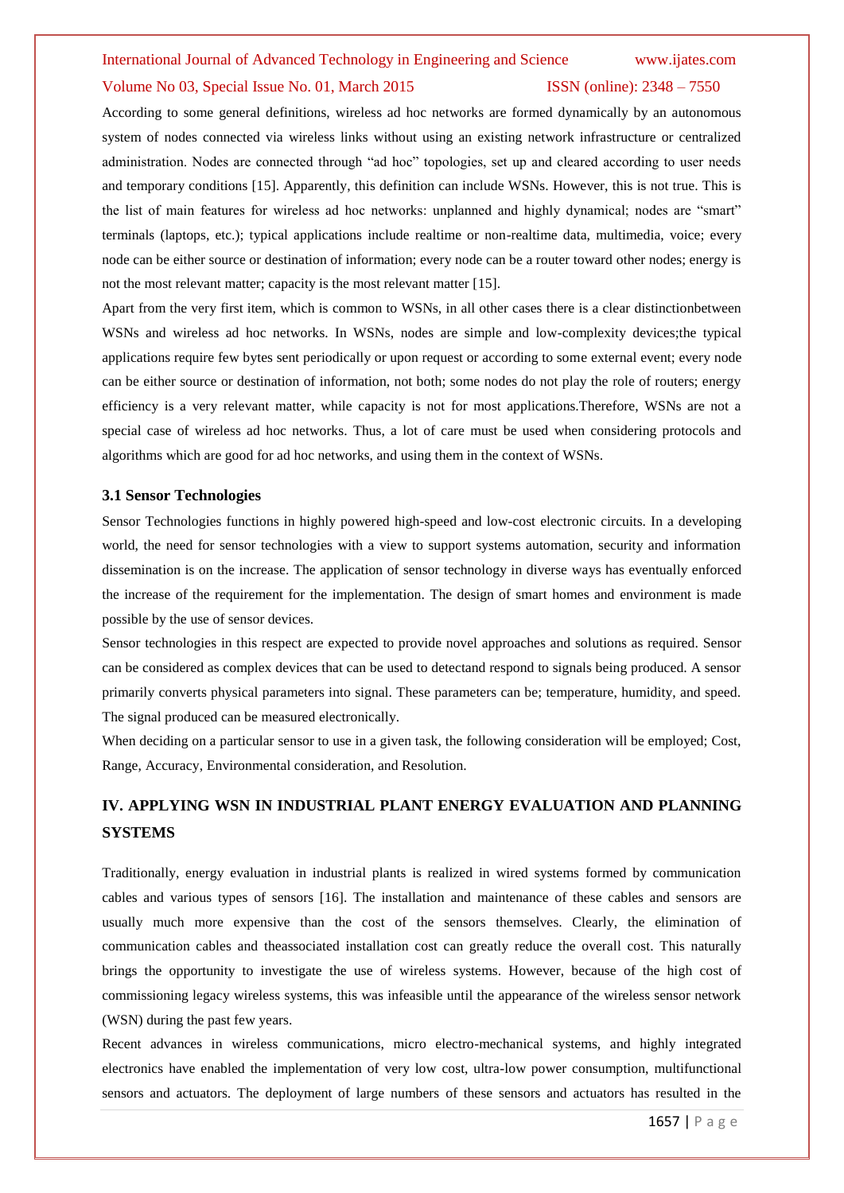According to some general definitions, wireless ad hoc networks are formed dynamically by an autonomous system of nodes connected via wireless links without using an existing network infrastructure or centralized administration. Nodes are connected through "ad hoc" topologies, set up and cleared according to user needs and temporary conditions [15]. Apparently, this definition can include WSNs. However, this is not true. This is the list of main features for wireless ad hoc networks: unplanned and highly dynamical; nodes are "smart" terminals (laptops, etc.); typical applications include realtime or non-realtime data, multimedia, voice; every node can be either source or destination of information; every node can be a router toward other nodes; energy is not the most relevant matter; capacity is the most relevant matter [15].

Apart from the very first item, which is common to WSNs, in all other cases there is a clear distinctionbetween WSNs and wireless ad hoc networks. In WSNs, nodes are simple and low-complexity devices;the typical applications require few bytes sent periodically or upon request or according to some external event; every node can be either source or destination of information, not both; some nodes do not play the role of routers; energy efficiency is a very relevant matter, while capacity is not for most applications.Therefore, WSNs are not a special case of wireless ad hoc networks. Thus, a lot of care must be used when considering protocols and algorithms which are good for ad hoc networks, and using them in the context of WSNs.

### 3.1 Sensor Technologies

Sensor Technologies functions in highly powered high-speed and low-cost electronic circuits. In a developing world, the need for sensor technologies with a view to support systems automation, security and information dissemination is on the increase. The application of sensor technology in diverse ways has eventually enforced the increase of the requirement for the implementation. The design of smart homes and environment is made possible by the use of sensor devices.

Sensor technologies in this respect are expected to provide novel approaches and solutions as required. Sensor can be considered as complex devices that can be used to detectand respond to signals being produced. A sensor primarily converts physical parameters into signal. These parameters can be; temperature, humidity, and speed. The signal produced can be measured electronically.

When deciding on a particular sensor to use in a given task, the following consideration will be employed; Cost, Range, Accuracy, Environmental consideration, and Resolution.

## IV. APPLYING WSN IN INDUSTRIAL PLANT ENERGY EVALUATION AND PLANNING SYSTEMS

Traditionally, energy evaluation in industrial plants is realized in wired systems formed by communication cables and various types of sensors [16]. The installation and maintenance of these cables and sensors are usually much more expensive than the cost of the sensors themselves. Clearly, the elimination of communication cables and theassociated installation cost can greatly reduce the overall cost. This naturally brings the opportunity to investigate the use of wireless systems. However, because of the high cost of commissioning legacy wireless systems, this was infeasible until the appearance of the wireless sensor network (WSN) during the past few years.

Recent advances in wireless communications, micro electro-mechanical systems, and highly integrated electronics have enabled the implementation of very low cost, ultra-low power consumption, multifunctional sensors and actuators. The deployment of large numbers of these sensors and actuators has resulted in the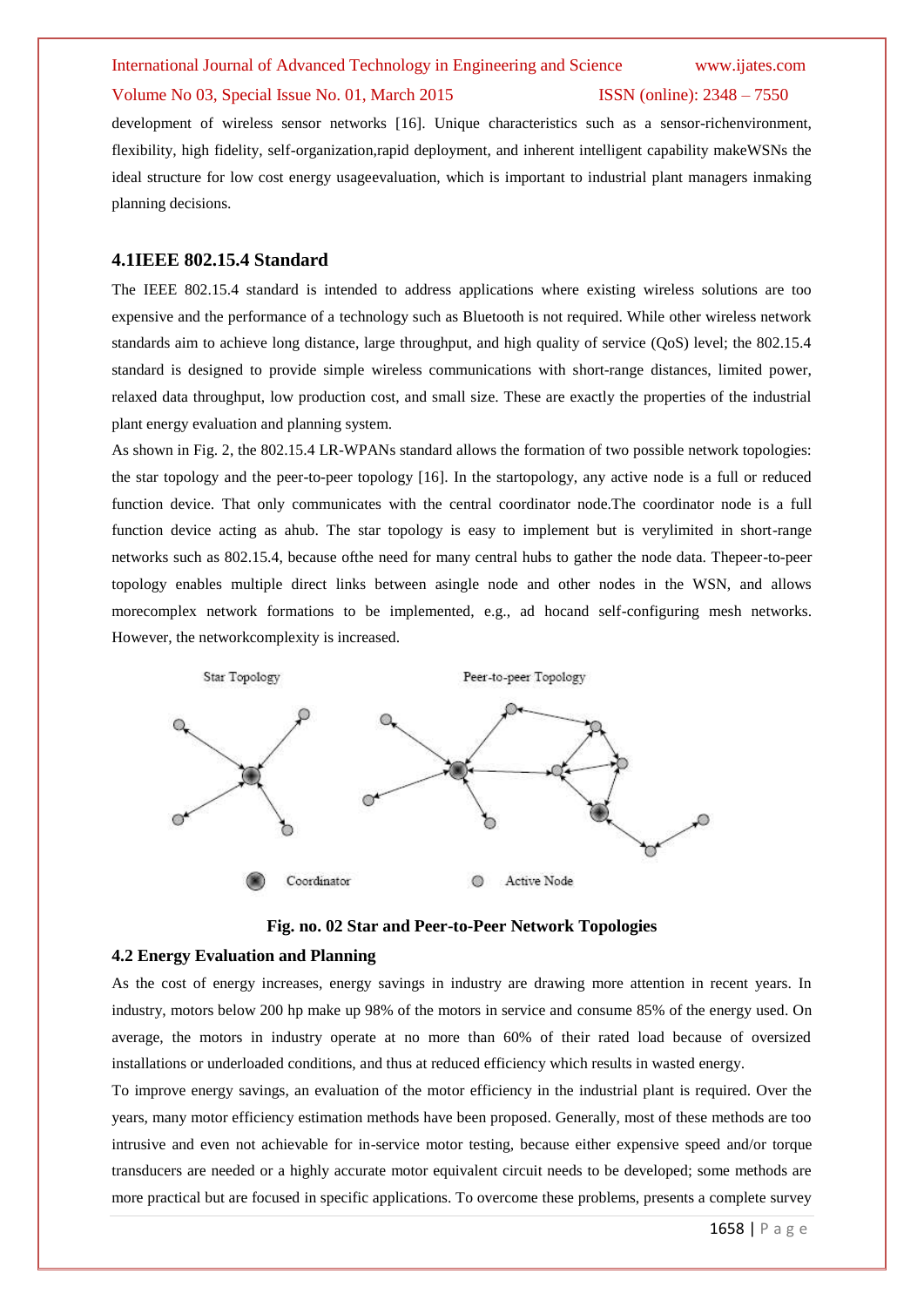development of wireless sensor networks [16]. Unique characteristics such as a sensor-richenvironment, flexibility, high fidelity, self-organization,rapid deployment, and inherent intelligent capability makeWSNs the ideal structure for low cost energy usageevaluation, which is important to industrial plant managers inmaking planning decisions.

### 4.1IEEE 802.15.4 Standard

The IEEE 802.15.4 standard is intended to address applications where existing wireless solutions are too expensive and the performance of a technology such as Bluetooth is not required. While other wireless network standards aim to achieve long distance, large throughput, and high quality of service (QoS) level; the 802.15.4 standard is designed to provide simple wireless communications with short-range distances, limited power, relaxed data throughput, low production cost, and small size. These are exactly the properties of the industrial plant energy evaluation and planning system.

As shown in Fig. 2, the 802.15.4 LR-WPANs standard allows the formation of two possible network topologies: the star topology and the peer-to-peer topology [16]. In the startopology, any active node is a full or reduced function device. That only communicates with the central coordinator node.The coordinator node is a full function device acting as ahub. The star topology is easy to implement but is verylimited in short-range networks such as 802.15.4, because ofthe need for many central hubs to gather the node data. Thepeer-to-peer topology enables multiple direct links between asingle node and other nodes in the WSN, and allows morecomplex network formations to be implemented, e.g., ad hocand self-configuring mesh networks. However, the networkcomplexity is increased.

Star Topology | Peer-to-peer Topology | Coordinator | Active Node

**Fig. no. 02 Star and Peer-to-Peer Network Topologies**

### 4.2 Energy Evaluation and Planning

As the cost of energy increases, energy savings in industry are drawing more attention in recent years. In industry, motors below 200 hp make up 98% of the motors in service and consume 85% of the energy used. On average, the motors in industry operate at no more than 60% of their rated load because of oversized installations or underloaded conditions, and thus at reduced efficiency which results in wasted energy.

To improve energy savings, an evaluation of the motor efficiency in the industrial plant is required. Over the years, many motor efficiency estimation methods have been proposed. Generally, most of these methods are too intrusive and even not achievable for in-service motor testing, because either expensive speed and/or torque transducers are needed or a highly accurate motor equivalent circuit needs to be developed; some methods are more practical but are focused in specific applications. To overcome these problems, presents a complete survey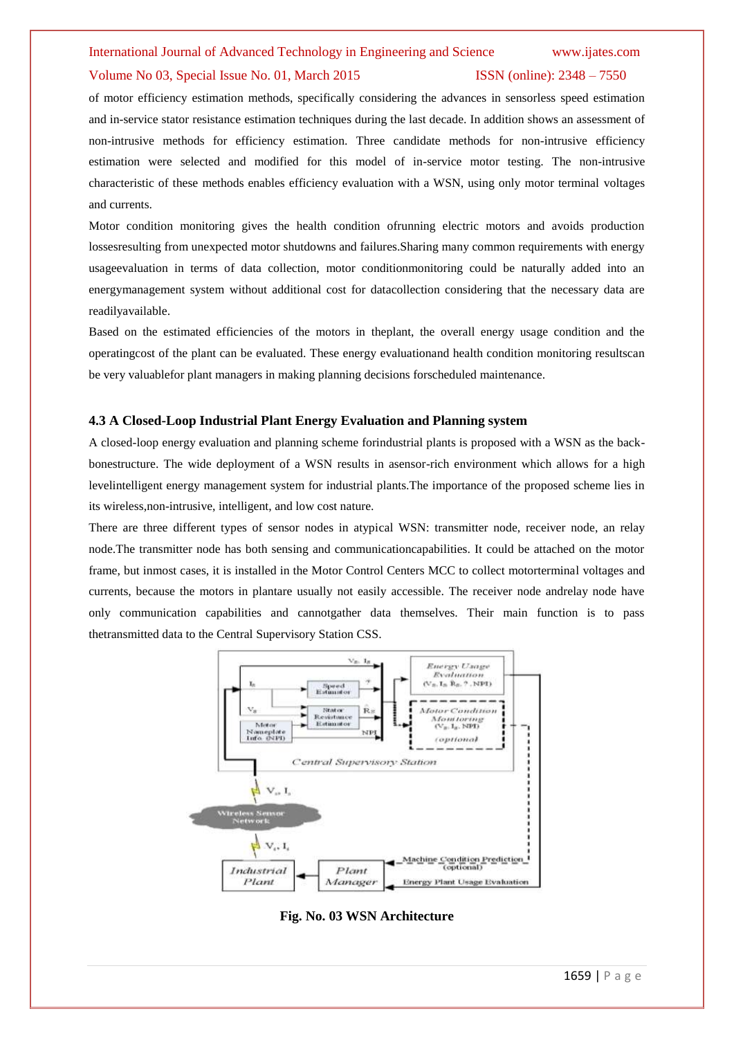of motor efficiency estimation methods, specifically considering the advances in sensorless speed estimation and in-service stator resistance estimation techniques during the last decade. In addition shows an assessment of non-intrusive methods for efficiency estimation. Three candidate methods for non-intrusive efficiency estimation were selected and modified for this model of in-service motor testing. The non-intrusive characteristic of these methods enables efficiency evaluation with a WSN, using only motor terminal voltages and currents.

Motor condition monitoring gives the health condition ofrunning electric motors and avoids production lossesresulting from unexpected motor shutdowns and failures.Sharing many common requirements with energy usageevaluation in terms of data collection, motor conditionmonitoring could be naturally added into an energymanagement system without additional cost for datacollection considering that the necessary data are readilyavailable.

Based on the estimated efficiencies of the motors in theplant, the overall energy usage condition and the operatingcost of the plant can be evaluated. These energy evaluationand health condition monitoring resultscan be very valuablefor plant managers in making planning decisions forscheduled maintenance.

### 4.3 A Closed-Loop Industrial Plant Energy Evaluation and Planning system

A closed-loop energy evaluation and planning scheme forindustrial plants is proposed with a WSN as the back-bonestructure. The wide deployment of a WSN results in asensor-rich environment which allows for a high levelintelligent energy management system for industrial plants.The importance of the proposed scheme lies in its wireless,non-intrusive, intelligent, and low cost nature.

There are three different types of sensor nodes in atypical WSN: transmitter node, receiver node, an relay node.The transmitter node has both sensing and communicationcapabilities. It could be attached on the motor frame, but inmost cases, it is installed in the Motor Control Centers MCC to collect motorterminal voltages and currents, because the motors in plantare usually not easily accessible. The receiver node andrelay node have only communication capabilities and cannotgather data themselves. Their main function is to pass thetransmitted data to the Central Supervisory Station CSS.

**Fig. No. 03 WSN Architecture**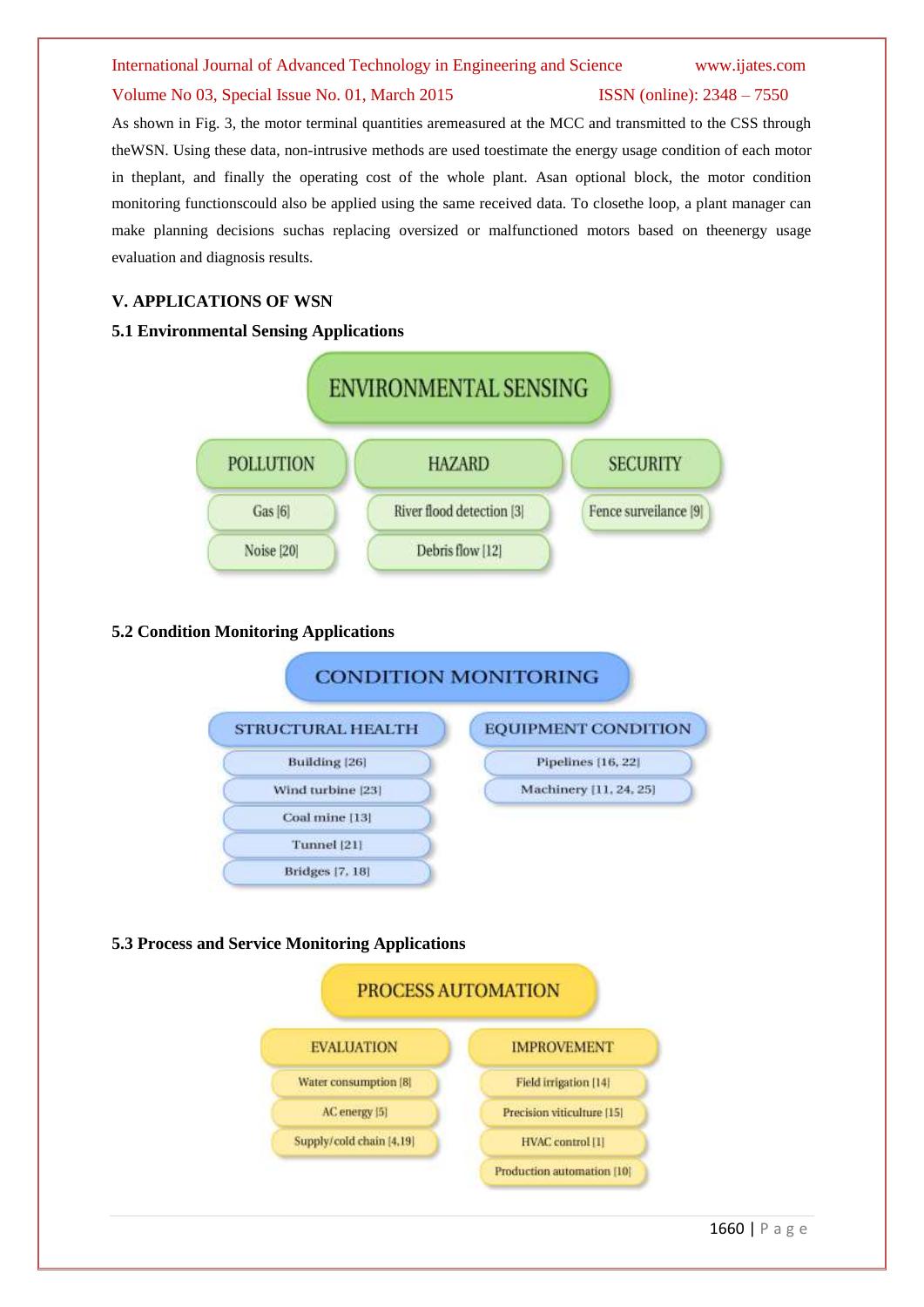As shown in Fig. 3, the motor terminal quantities aremeasured at the MCC and transmitted to the CSS through theWSN. Using these data, non-intrusive methods are used toestimate the energy usage condition of each motor in theplant, and finally the operating cost of the whole plant. Asan optional block, the motor condition monitoring functionscould also be applied using the same received data. To closethe loop, a plant manager can make planning decisions suchas replacing oversized or malfunctioned motors based on theenergy usage evaluation and diagnosis results.

## V. APPLICATIONS OF WSN

### 5.1 Environmental Sensing Applications

ENVIRONMENTAL SENSING

- POLLUTION
  - Gas [6]
  - Noise [20]
- HAZARD
  - River flood detection [3]
  - Debris flow [12]
- SECURITY
  - Fence surveilance [9]

### 5.2 Condition Monitoring Applications

CONDITION MONITORING

- STRUCTURAL HEALTH
  - Building [26]
  - Wind turbine [23]
  - Coal mine [13]
  - Tunnel [21]
  - Bridges [7, 18]
- EQUIPMENT CONDITION
  - Pipelines [16, 22]
  - Machinery [11, 24, 25]

### 5.3 Process and Service Monitoring Applications

PROCESS AUTOMATION

- EVALUATION
  - Water consumption [8]
  - AC energy [5]
  - Supply/cold chain [4,19]
- IMPROVEMENT
  - Field irrigation [14]
  - Precision viticulture [15]
  - HVAC control [1]
  - Production automation [10]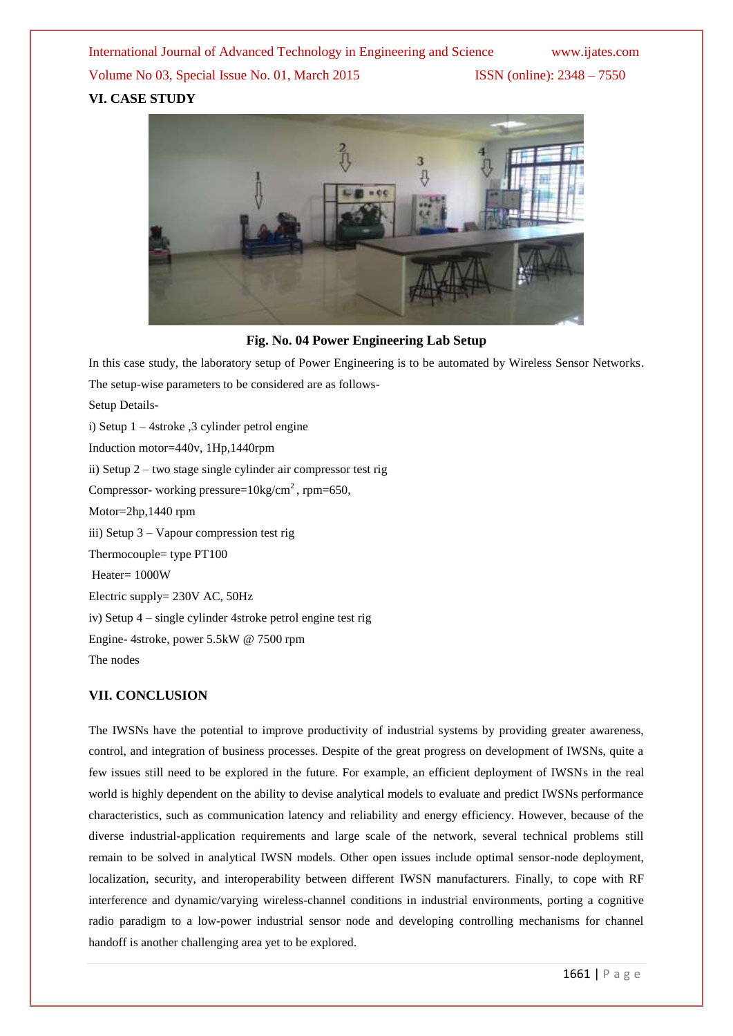## VI. CASE STUDY

**Fig. No. 04 Power Engineering Lab Setup**

In this case study, the laboratory setup of Power Engineering is to be automated by Wireless Sensor Networks. The setup-wise parameters to be considered are as follows-

Setup Details-

i) Setup 1 – 4stroke ,3 cylinder petrol engine

Induction motor=440v, 1Hp,1440rpm

ii) Setup 2 – two stage single cylinder air compressor test rig

Compressor- working pressure=10kg/cm$^2$ , rpm=650,

Motor=2hp,1440 rpm

iii) Setup 3 – Vapour compression test rig

Thermocouple= type PT100

Heater= 1000W

Electric supply= 230V AC, 50Hz

iv) Setup 4 – single cylinder 4stroke petrol engine test rig

Engine- 4stroke, power 5.5kW @ 7500 rpm

The nodes

## VII. CONCLUSION

The IWSNs have the potential to improve productivity of industrial systems by providing greater awareness, control, and integration of business processes. Despite of the great progress on development of IWSNs, quite a few issues still need to be explored in the future. For example, an efficient deployment of IWSNs in the real world is highly dependent on the ability to devise analytical models to evaluate and predict IWSNs performance characteristics, such as communication latency and reliability and energy efficiency. However, because of the diverse industrial-application requirements and large scale of the network, several technical problems still remain to be solved in analytical IWSN models. Other open issues include optimal sensor-node deployment, localization, security, and interoperability between different IWSN manufacturers. Finally, to cope with RF interference and dynamic/varying wireless-channel conditions in industrial environments, porting a cognitive radio paradigm to a low-power industrial sensor node and developing controlling mechanisms for channel handoff is another challenging area yet to be explored.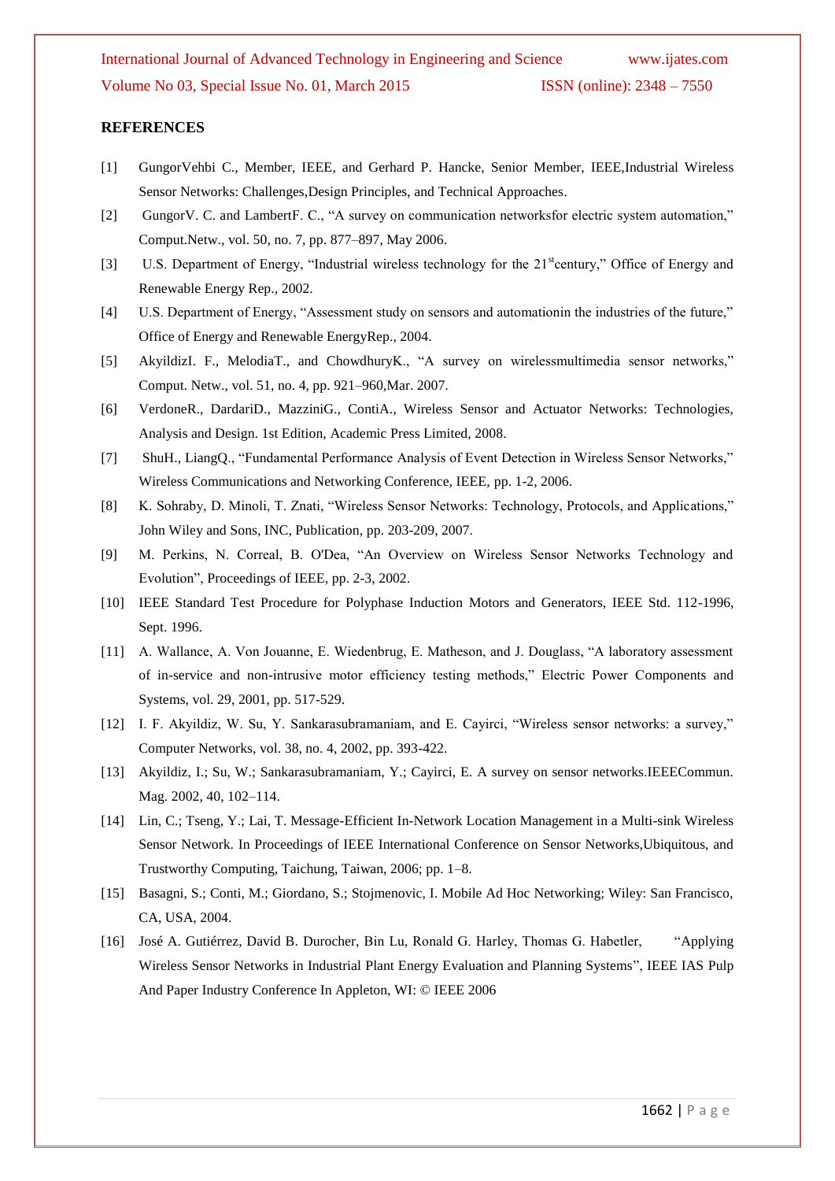**REFERENCES**

[1] GungorVehbi C., Member, IEEE, and Gerhard P. Hancke, Senior Member, IEEE,Industrial Wireless Sensor Networks: Challenges,Design Principles, and Technical Approaches.

[2] GungorV. C. and LambertF. C., "A survey on communication networksfor electric system automation," Comput.Netw., vol. 50, no. 7, pp. 877–897, May 2006.

[3] U.S. Department of Energy, "Industrial wireless technology for the 21st century," Office of Energy and Renewable Energy Rep., 2002.

[4] U.S. Department of Energy, "Assessment study on sensors and automationin the industries of the future," Office of Energy and Renewable EnergyRep., 2004.

[5] AkyildizI. F., MelodiaT., and ChowdhuryK., "A survey on wirelessmultimedia sensor networks," Comput. Netw., vol. 51, no. 4, pp. 921–960,Mar. 2007.

[6] VerdoneR., DardariD., MazziniG., ContiA., Wireless Sensor and Actuator Networks: Technologies, Analysis and Design. 1st Edition, Academic Press Limited, 2008.

[7] ShuH., LiangQ., "Fundamental Performance Analysis of Event Detection in Wireless Sensor Networks," Wireless Communications and Networking Conference, IEEE, pp. 1-2, 2006.

[8] K. Sohraby, D. Minoli, T. Znati, "Wireless Sensor Networks: Technology, Protocols, and Applications," John Wiley and Sons, INC, Publication, pp. 203-209, 2007.

[9] M. Perkins, N. Correal, B. O'Dea, "An Overview on Wireless Sensor Networks Technology and Evolution", Proceedings of IEEE, pp. 2-3, 2002.

[10] IEEE Standard Test Procedure for Polyphase Induction Motors and Generators, IEEE Std. 112-1996, Sept. 1996.

[11] A. Wallance, A. Von Jouanne, E. Wiedenbrug, E. Matheson, and J. Douglass, "A laboratory assessment of in-service and non-intrusive motor efficiency testing methods," Electric Power Components and Systems, vol. 29, 2001, pp. 517-529.

[12] I. F. Akyildiz, W. Su, Y. Sankarasubramaniam, and E. Cayirci, "Wireless sensor networks: a survey," Computer Networks, vol. 38, no. 4, 2002, pp. 393-422.

[13] Akyildiz, I.; Su, W.; Sankarasubramaniam, Y.; Cayirci, E. A survey on sensor networks.IEEECommun. Mag. 2002, 40, 102–114.

[14] Lin, C.; Tseng, Y.; Lai, T. Message-Efficient In-Network Location Management in a Multi-sink Wireless Sensor Network. In Proceedings of IEEE International Conference on Sensor Networks,Ubiquitous, and Trustworthy Computing, Taichung, Taiwan, 2006; pp. 1–8.

[15] Basagni, S.; Conti, M.; Giordano, S.; Stojmenovic, I. Mobile Ad Hoc Networking; Wiley: San Francisco, CA, USA, 2004.

[16] José A. Gutiérrez, David B. Durocher, Bin Lu, Ronald G. Harley, Thomas G. Habetler, "Applying Wireless Sensor Networks in Industrial Plant Energy Evaluation and Planning Systems", IEEE IAS Pulp And Paper Industry Conference In Appleton, WI: © IEEE 2006